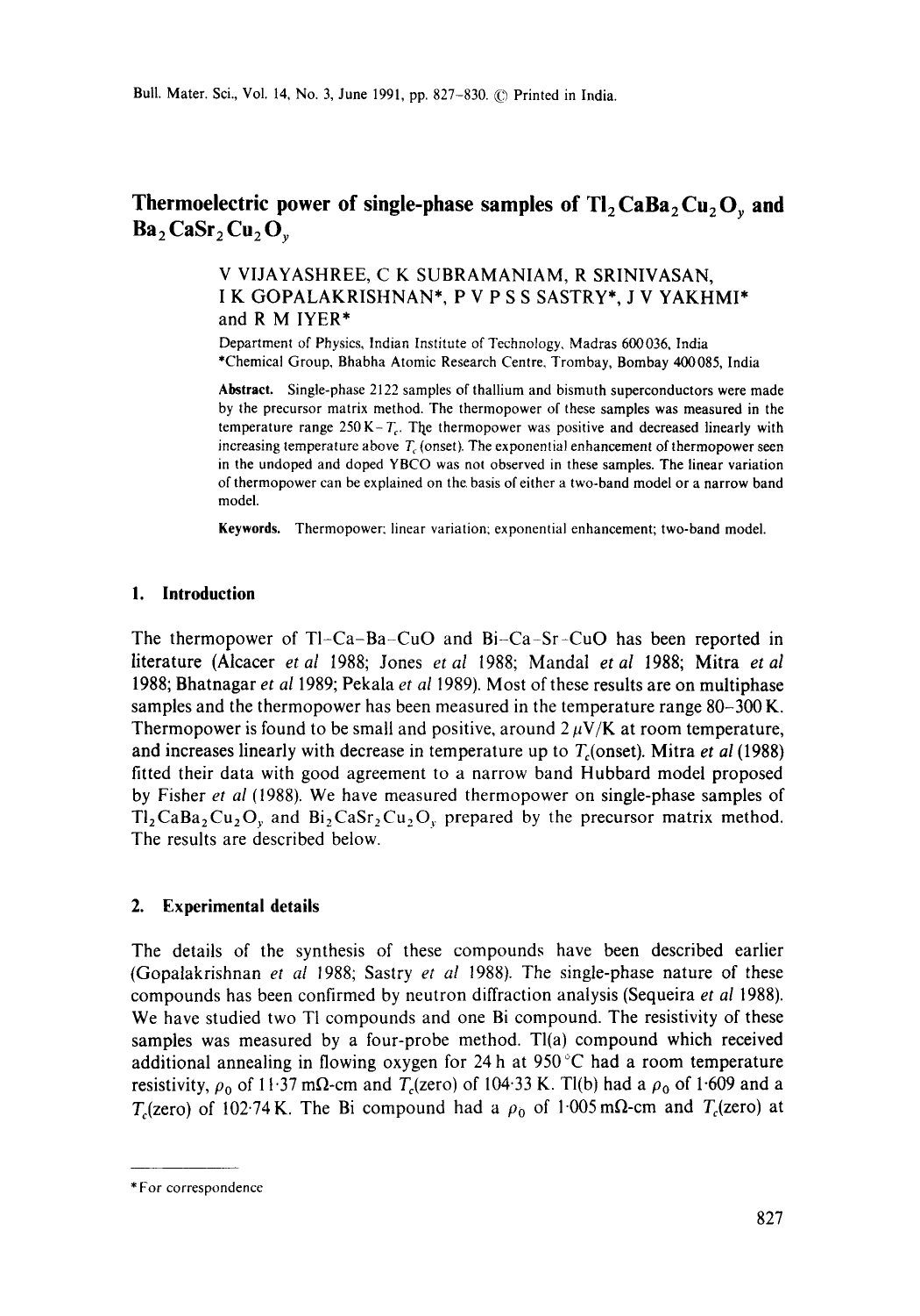# Thermoelectric power of single-phase samples of $Tl_2CaBa_2Cu_2O_y$ and $Ba_2CaSr_2Cu_2O_y$

V VIJAYASHREE, C K SUBRAMANIAM, R SRINIVASAN, I K GOPALAKRISHNAN*, P V P S S SASTRY*, J V YAKHMI* and R M IYER*

Department of Physics, Indian Institute of Technology, Madras 600036, India
*Chemical Group, Bhabha Atomic Research Centre, Trombay, Bombay 400085, India

**Abstract.** Single-phase 2122 samples of thallium and bismuth superconductors were made by the precursor matrix method. The thermopower of these samples was measured in the temperature range 250 K – $T_c$. The thermopower was positive and decreased linearly with increasing temperature above $T_c$ (onset). The exponential enhancement of thermopower seen in the undoped and doped YBCO was not observed in these samples. The linear variation of thermopower can be explained on the basis of either a two-band model or a narrow band model.

**Keywords.** Thermopower; linear variation; exponential enhancement; two-band model.

## 1. Introduction

The thermopower of Tl–Ca–Ba–CuO and Bi–Ca–Sr–CuO has been reported in literature (Alcacer *et al* 1988; Jones *et al* 1988; Mandal *et al* 1988; Mitra *et al* 1988; Bhatnagar *et al* 1989; Pekala *et al* 1989). Most of these results are on multiphase samples and the thermopower has been measured in the temperature range 80–300 K. Thermopower is found to be small and positive, around 2 $\mu$V/K at room temperature, and increases linearly with decrease in temperature up to $T_c$(onset). Mitra *et al* (1988) fitted their data with good agreement to a narrow band Hubbard model proposed by Fisher *et al* (1988). We have measured thermopower on single-phase samples of $Tl_2CaBa_2Cu_2O_y$ and $Bi_2CaSr_2Cu_2O_y$ prepared by the precursor matrix method. The results are described below.

## 2. Experimental details

The details of the synthesis of these compounds have been described earlier (Gopalakrishnan *et al* 1988; Sastry *et al* 1988). The single-phase nature of these compounds has been confirmed by neutron diffraction analysis (Sequeira *et al* 1988). We have studied two Tl compounds and one Bi compound. The resistivity of these samples was measured by a four-probe method. Tl(a) compound which received additional annealing in flowing oxygen for 24 h at 950°C had a room temperature resistivity, $\rho_0$ of 11·37 m$\Omega$-cm and $T_c$(zero) of 104·33 K. Tl(b) had a $\rho_0$ of 1·609 and a $T_c$(zero) of 102·74 K. The Bi compound had a $\rho_0$ of 1·005 m$\Omega$-cm and $T_c$(zero) at

*For correspondence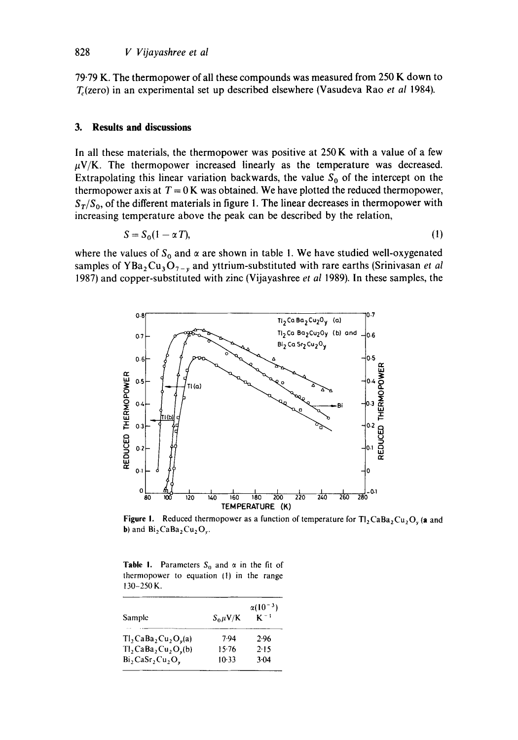79·79 K. The thermopower of all these compounds was measured from 250 K down to $T_c$(zero) in an experimental set up described elsewhere (Vasudeva Rao *et al* 1984).

## 3. Results and discussions

In all these materials, the thermopower was positive at 250 K with a value of a few $\mu$V/K. The thermopower increased linearly as the temperature was decreased. Extrapolating this linear variation backwards, the value $S_0$ of the intercept on the thermopower axis at $T = 0$ K was obtained. We have plotted the reduced thermopower, $S_T/S_0$, of the different materials in figure 1. The linear decreases in thermopower with increasing temperature above the peak can be described by the relation,

$$S = S_0(1 - \alpha T), \tag{1}$$

where the values of $S_0$ and $\alpha$ are shown in table 1. We have studied well-oxygenated samples of $YBa_2Cu_3O_{7-y}$ and yttrium-substituted with rare earths (Srinivasan *et al* 1987) and copper-substituted with zinc (Vijayashree *et al* 1989). In these samples, the

**Figure 1.** Reduced thermopower as a function of temperature for $Tl_2CaBa_2Cu_2O_y$ (a and b) and $Bi_2CaBa_2Cu_2O_y$.

**Table 1.** Parameters $S_0$ and $\alpha$ in the fit of thermopower to equation (1) in the range 130–250 K.

| Sample | $S_0$ $\mu$V/K | $\alpha$($10^{-3}$) $K^{-1}$ |
|---|---|---|
| $Tl_2CaBa_2Cu_2O_y$(a) | 7·94 | 2·96 |
| $Tl_2CaBa_2Cu_2O_y$(b) | 15·76 | 2·15 |
| $Bi_2CaSr_2Cu_2O_y$ | 10·33 | 3·04 |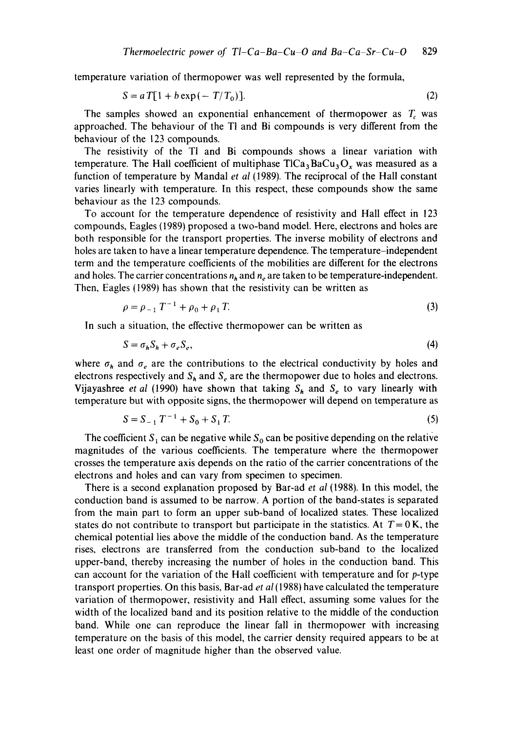temperature variation of thermopower was well represented by the formula,

$$S = aT[1 + b\exp(-T/T_0)]. \tag{2}$$

The samples showed an exponential enhancement of thermopower as $T_c$ was approached. The behaviour of the Tl and Bi compounds is very different from the behaviour of the 123 compounds.

The resistivity of the Tl and Bi compounds shows a linear variation with temperature. The Hall coefficient of multiphase $TlCa_3BaCu_3O_x$ was measured as a function of temperature by Mandal *et al* (1989). The reciprocal of the Hall constant varies linearly with temperature. In this respect, these compounds show the same behaviour as the 123 compounds.

To account for the temperature dependence of resistivity and Hall effect in 123 compounds, Eagles (1989) proposed a two-band model. Here, electrons and holes are both responsible for the transport properties. The inverse mobility of electrons and holes are taken to have a linear temperature dependence. The temperature-independent term and the temperature coefficients of the mobilities are different for the electrons and holes. The carrier concentrations $n_h$ and $n_e$ are taken to be temperature-independent. Then, Eagles (1989) has shown that the resistivity can be written as

$$\rho = \rho_{-1} T^{-1} + \rho_0 + \rho_1 T. \tag{3}$$

In such a situation, the effective thermopower can be written as

$$S = \sigma_h S_h + \sigma_e S_e, \tag{4}$$

where $\sigma_h$ and $\sigma_e$ are the contributions to the electrical conductivity by holes and electrons respectively and $S_h$ and $S_e$ are the thermopower due to holes and electrons. Vijayashree *et al* (1990) have shown that taking $S_h$ and $S_e$ to vary linearly with temperature but with opposite signs, the thermopower will depend on temperature as

$$S = S_{-1} T^{-1} + S_0 + S_1 T. \tag{5}$$

The coefficient $S_1$ can be negative while $S_0$ can be positive depending on the relative magnitudes of the various coefficients. The temperature where the thermopower crosses the temperature axis depends on the ratio of the carrier concentrations of the electrons and holes and can vary from specimen to specimen.

There is a second explanation proposed by Bar-ad *et al* (1988). In this model, the conduction band is assumed to be narrow. A portion of the band-states is separated from the main part to form an upper sub-band of localized states. These localized states do not contribute to transport but participate in the statistics. At $T = 0$ K, the chemical potential lies above the middle of the conduction band. As the temperature rises, electrons are transferred from the conduction sub-band to the localized upper-band, thereby increasing the number of holes in the conduction band. This can account for the variation of the Hall coefficient with temperature and for *p*-type transport properties. On this basis, Bar-ad *et al* (1988) have calculated the temperature variation of thermopower, resistivity and Hall effect, assuming some values for the width of the localized band and its position relative to the middle of the conduction band. While one can reproduce the linear fall in thermopower with increasing temperature on the basis of this model, the carrier density required appears to be at least one order of magnitude higher than the observed value.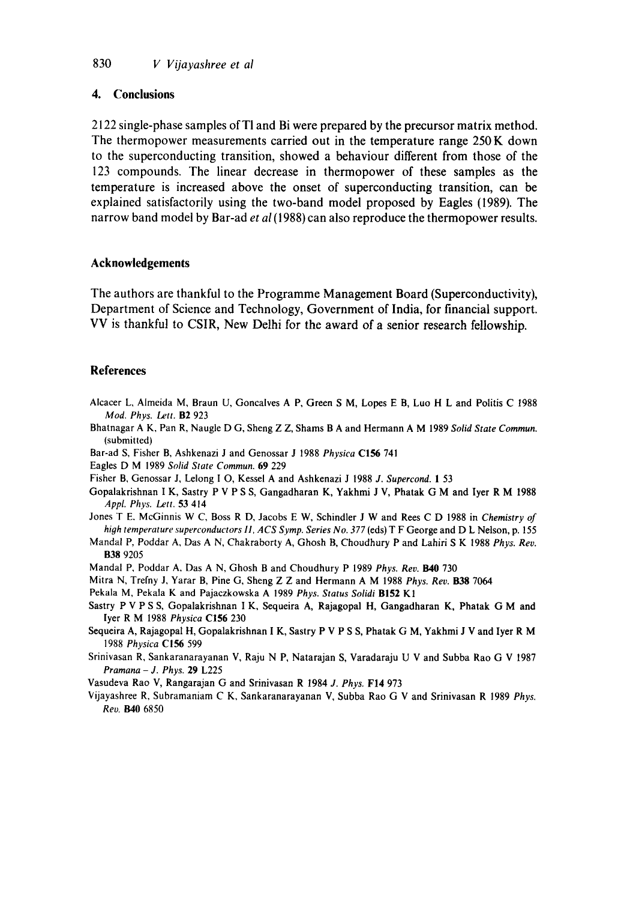## 4. Conclusions

2122 single-phase samples of Tl and Bi were prepared by the precursor matrix method. The thermopower measurements carried out in the temperature range 250 K down to the superconducting transition, showed a behaviour different from those of the 123 compounds. The linear decrease in thermopower of these samples as the temperature is increased above the onset of superconducting transition, can be explained satisfactorily using the two-band model proposed by Eagles (1989). The narrow band model by Bar-ad *et al* (1988) can also reproduce the thermopower results.

## Acknowledgements

The authors are thankful to the Programme Management Board (Superconductivity), Department of Science and Technology, Government of India, for financial support. VV is thankful to CSIR, New Delhi for the award of a senior research fellowship.

## References

Alcacer L, Almeida M, Braun U, Goncalves A P, Green S M, Lopes E B, Luo H L and Politis C 1988 *Mod. Phys. Lett.* **B2** 923

Bhatnagar A K, Pan R, Naugle D G, Sheng Z Z, Shams B A and Hermann A M 1989 *Solid State Commun.* (submitted)

Bar-ad S, Fisher B, Ashkenazi J and Genossar J 1988 *Physica* **C156** 741

Eagles D M 1989 *Solid State Commun.* **69** 229

Fisher B, Genossar J, Lelong I O, Kessel A and Ashkenazi J 1988 *J. Supercond.* **1** 53

Gopalakrishnan I K, Sastry P V P S S, Gangadharan K, Yakhmi J V, Phatak G M and Iyer R M 1988 *Appl. Phys. Lett.* **53** 414

Jones T E, McGinnis W C, Boss R D, Jacobs E W, Schindler J W and Rees C D 1988 in *Chemistry of high temperature superconductors II, ACS Symp. Series No. 377* (eds) T F George and D L Nelson, p. 155

Mandal P, Poddar A, Das A N, Chakraborty A, Ghosh B, Choudhury P and Lahiri S K 1988 *Phys. Rev.* **B38** 9205

Mandal P, Poddar A, Das A N, Ghosh B and Choudhury P 1989 *Phys. Rev.* **B40** 730

Mitra N, Trefny J, Yarar B, Pine G, Sheng Z Z and Hermann A M 1988 *Phys. Rev.* **B38** 7064

Pekala M, Pekala K and Pajaczkowska A 1989 *Phys. Status Solidi* **B152** K1

Sastry P V P S S, Gopalakrishnan I K, Sequeira A, Rajagopal H, Gangadharan K, Phatak G M and Iyer R M 1988 *Physica* **C156** 230

Sequeira A, Rajagopal H, Gopalakrishnan I K, Sastry P V P S S, Phatak G M, Yakhmi J V and Iyer R M 1988 *Physica* **C156** 599

Srinivasan R, Sankaranarayanan V, Raju N P, Natarajan S, Varadaraju U V and Subba Rao G V 1987 *Pramana – J. Phys.* **29** L225

Vasudeva Rao V, Rangarajan G and Srinivasan R 1984 *J. Phys.* **F14** 973

Vijayashree R, Subramaniam C K, Sankaranarayanan V, Subba Rao G V and Srinivasan R 1989 *Phys. Rev.* **B40** 6850